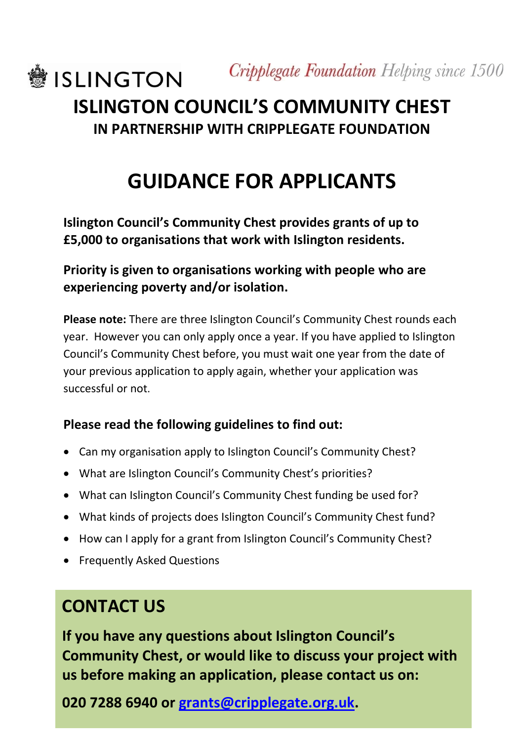ISLINGTON

Cripplegate Foundation *Helping since 1500*

# ISLINGTON COUNCIL'S COMMUNITY CHEST

## IN PARTNERSHIP WITH CRIPPLEGATE FOUNDATION

# GUIDANCE FOR APPLICANTS

**Islington Council's Community Chest provides grants of up to £5,000 to organisations that work with Islington residents.**

**Priority is given to organisations working with people who are experiencing poverty and/or isolation.**

**Please note:** There are three Islington Council's Community Chest rounds each year. However you can only apply once a year. If you have applied to Islington Council's Community Chest before, you must wait one year from the date of your previous application to apply again, whether your application was successful or not.

**Please read the following guidelines to find out:**

- Can my organisation apply to Islington Council's Community Chest?
- What are Islington Council's Community Chest's priorities?
- What can Islington Council's Community Chest funding be used for?
- What kinds of projects does Islington Council's Community Chest fund?
- How can I apply for a grant from Islington Council's Community Chest?
- Frequently Asked Questions

## CONTACT US

**If you have any questions about Islington Council's Community Chest, or would like to discuss your project with us before making an application, please contact us on:**

**020 7288 6940 or grants@cripplegate.org.uk.**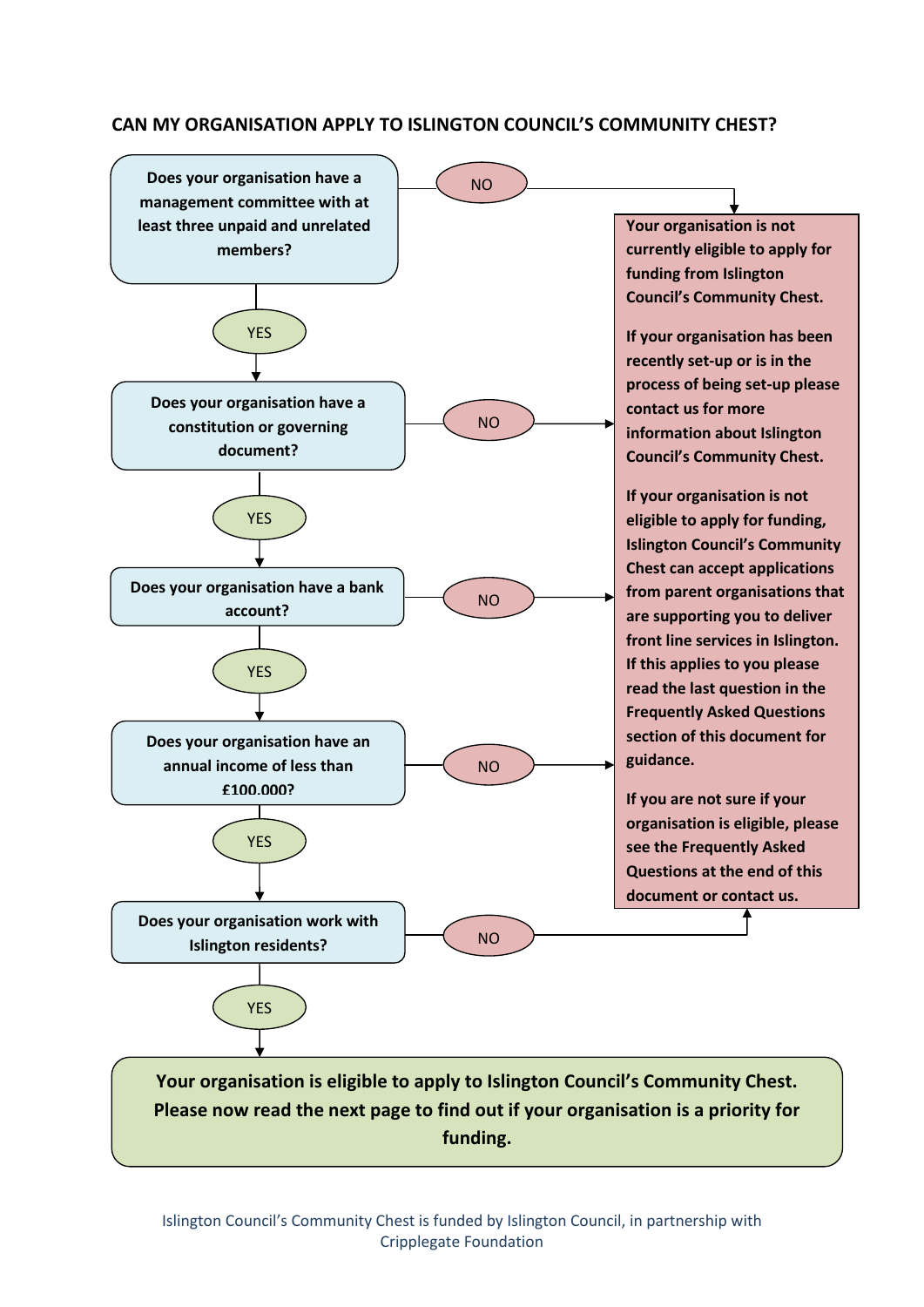## CAN MY ORGANISATION APPLY TO ISLINGTON COUNCIL'S COMMUNITY CHEST?

**Does your organisation have a management committee with at least three unpaid and unrelated members?**

YES

NO

**Does your organisation have a constitution or governing document?**

YES

NO

**Does your organisation have a bank account?**

YES

NO

**Does your organisation have an annual income of less than £100,000?**

YES

NO

**Does your organisation work with Islington residents?**

YES

NO

**Your organisation is not currently eligible to apply for funding from Islington Council's Community Chest.**

**If your organisation has been recently set-up or is in the process of being set-up please contact us for more information about Islington Council's Community Chest.**

**If your organisation is not eligible to apply for funding, Islington Council's Community Chest can accept applications from parent organisations that are supporting you to deliver front line services in Islington. If this applies to you please read the last question in the Frequently Asked Questions section of this document for guidance.**

**If you are not sure if your organisation is eligible, please see the Frequently Asked Questions at the end of this document or contact us.**

**Your organisation is eligible to apply to Islington Council's Community Chest. Please now read the next page to find out if your organisation is a priority for funding.**

Islington Council's Community Chest is funded by Islington Council, in partnership with Cripplegate Foundation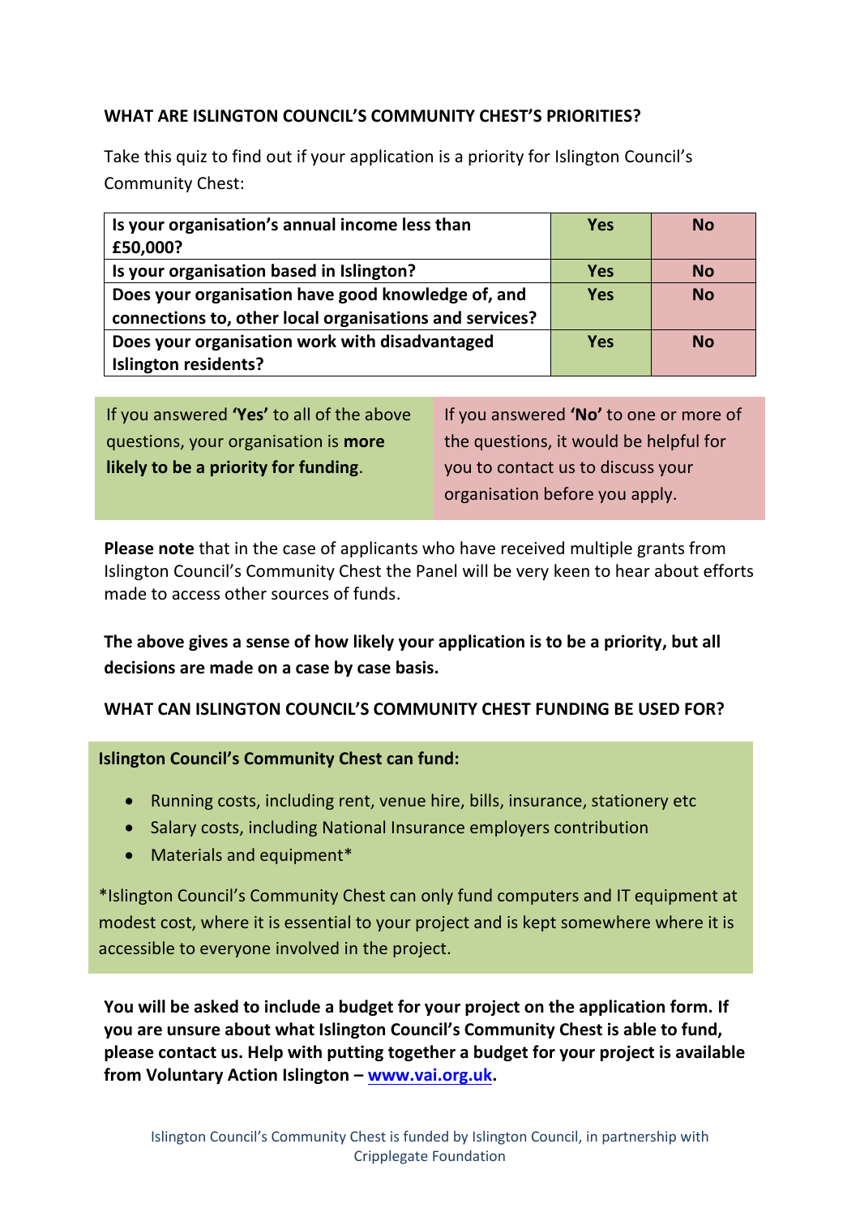## WHAT ARE ISLINGTON COUNCIL'S COMMUNITY CHEST'S PRIORITIES?

Take this quiz to find out if your application is a priority for Islington Council's Community Chest:

| | | |
|---|---|---|
| **Is your organisation's annual income less than £50,000?** | **Yes** | **No** |
| **Is your organisation based in Islington?** | **Yes** | **No** |
| **Does your organisation have good knowledge of, and connections to, other local organisations and services?** | **Yes** | **No** |
| **Does your organisation work with disadvantaged Islington residents?** | **Yes** | **No** |

If you answered **'Yes'** to all of the above questions, your organisation is **more likely to be a priority for funding**.

If you answered **'No'** to one or more of the questions, it would be helpful for you to contact us to discuss your organisation before you apply.

**Please note** that in the case of applicants who have received multiple grants from Islington Council's Community Chest the Panel will be very keen to hear about efforts made to access other sources of funds.

**The above gives a sense of how likely your application is to be a priority, but all decisions are made on a case by case basis.**

## WHAT CAN ISLINGTON COUNCIL'S COMMUNITY CHEST FUNDING BE USED FOR?

**Islington Council's Community Chest can fund:**

- Running costs, including rent, venue hire, bills, insurance, stationery etc
- Salary costs, including National Insurance employers contribution
- Materials and equipment*

*Islington Council's Community Chest can only fund computers and IT equipment at modest cost, where it is essential to your project and is kept somewhere where it is accessible to everyone involved in the project.

**You will be asked to include a budget for your project on the application form. If you are unsure about what Islington Council's Community Chest is able to fund, please contact us. Help with putting together a budget for your project is available from Voluntary Action Islington – [www.vai.org.uk](http://www.vai.org.uk).**

Islington Council's Community Chest is funded by Islington Council, in partnership with Cripplegate Foundation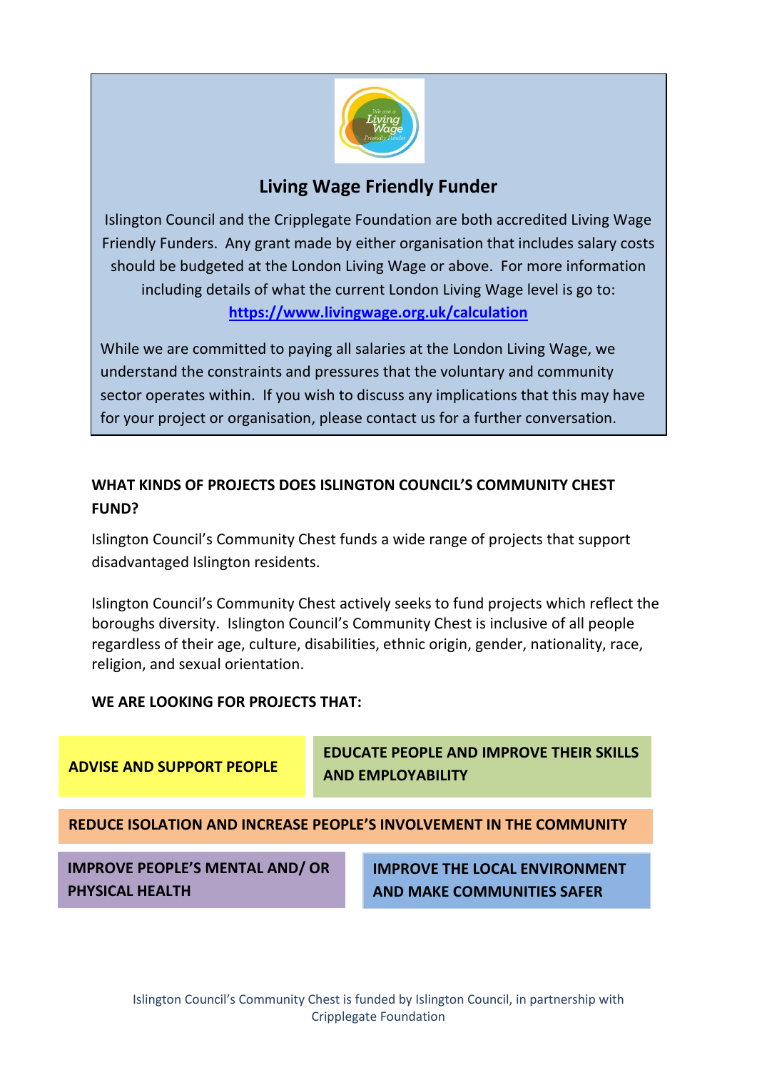## Living Wage Friendly Funder

Islington Council and the Cripplegate Foundation are both accredited Living Wage Friendly Funders. Any grant made by either organisation that includes salary costs should be budgeted at the London Living Wage or above. For more information including details of what the current London Living Wage level is go to: **https://www.livingwage.org.uk/calculation**

While we are committed to paying all salaries at the London Living Wage, we understand the constraints and pressures that the voluntary and community sector operates within. If you wish to discuss any implications that this may have for your project or organisation, please contact us for a further conversation.

**WHAT KINDS OF PROJECTS DOES ISLINGTON COUNCIL'S COMMUNITY CHEST FUND?**

Islington Council's Community Chest funds a wide range of projects that support disadvantaged Islington residents.

Islington Council's Community Chest actively seeks to fund projects which reflect the boroughs diversity. Islington Council's Community Chest is inclusive of all people regardless of their age, culture, disabilities, ethnic origin, gender, nationality, race, religion, and sexual orientation.

**WE ARE LOOKING FOR PROJECTS THAT:**

- **ADVISE AND SUPPORT PEOPLE**
- **EDUCATE PEOPLE AND IMPROVE THEIR SKILLS AND EMPLOYABILITY**
- **REDUCE ISOLATION AND INCREASE PEOPLE'S INVOLVEMENT IN THE COMMUNITY**
- **IMPROVE PEOPLE'S MENTAL AND/ OR PHYSICAL HEALTH**
- **IMPROVE THE LOCAL ENVIRONMENT AND MAKE COMMUNITIES SAFER**

Islington Council's Community Chest is funded by Islington Council, in partnership with Cripplegate Foundation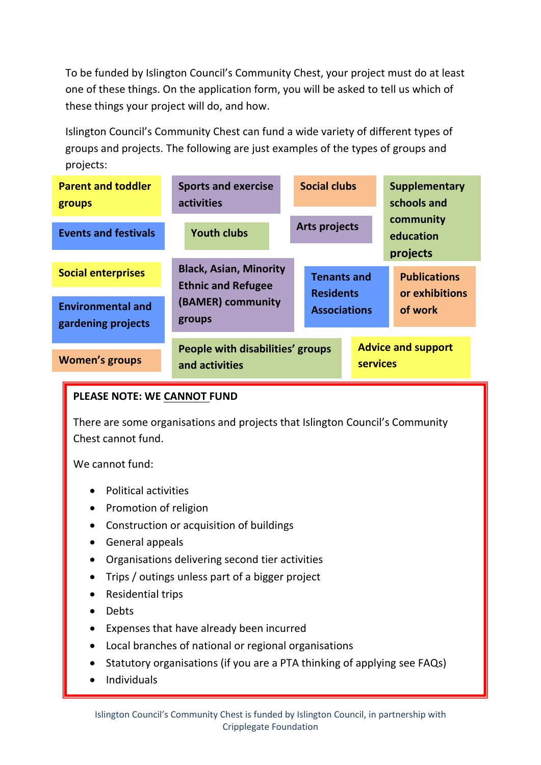To be funded by Islington Council's Community Chest, your project must do at least one of these things. On the application form, you will be asked to tell us which of these things your project will do, and how.

Islington Council's Community Chest can fund a wide variety of different types of groups and projects. The following are just examples of the types of groups and projects:

- **Parent and toddler groups**
- **Sports and exercise activities**
- **Social clubs**
- **Supplementary schools and community education projects**
- **Events and festivals**
- **Youth clubs**
- **Arts projects**
- **Social enterprises**
- **Black, Asian, Minority Ethnic and Refugee (BAMER) community groups**
- **Tenants and Residents Associations**
- **Publications or exhibitions of work**
- **Environmental and gardening projects**
- **Women's groups**
- **People with disabilities' groups and activities**
- **Advice and support services**

**PLEASE NOTE: WE CANNOT FUND**

There are some organisations and projects that Islington Council's Community Chest cannot fund.

We cannot fund:

- Political activities
- Promotion of religion
- Construction or acquisition of buildings
- General appeals
- Organisations delivering second tier activities
- Trips / outings unless part of a bigger project
- Residential trips
- Debts
- Expenses that have already been incurred
- Local branches of national or regional organisations
- Statutory organisations (if you are a PTA thinking of applying see FAQs)
- Individuals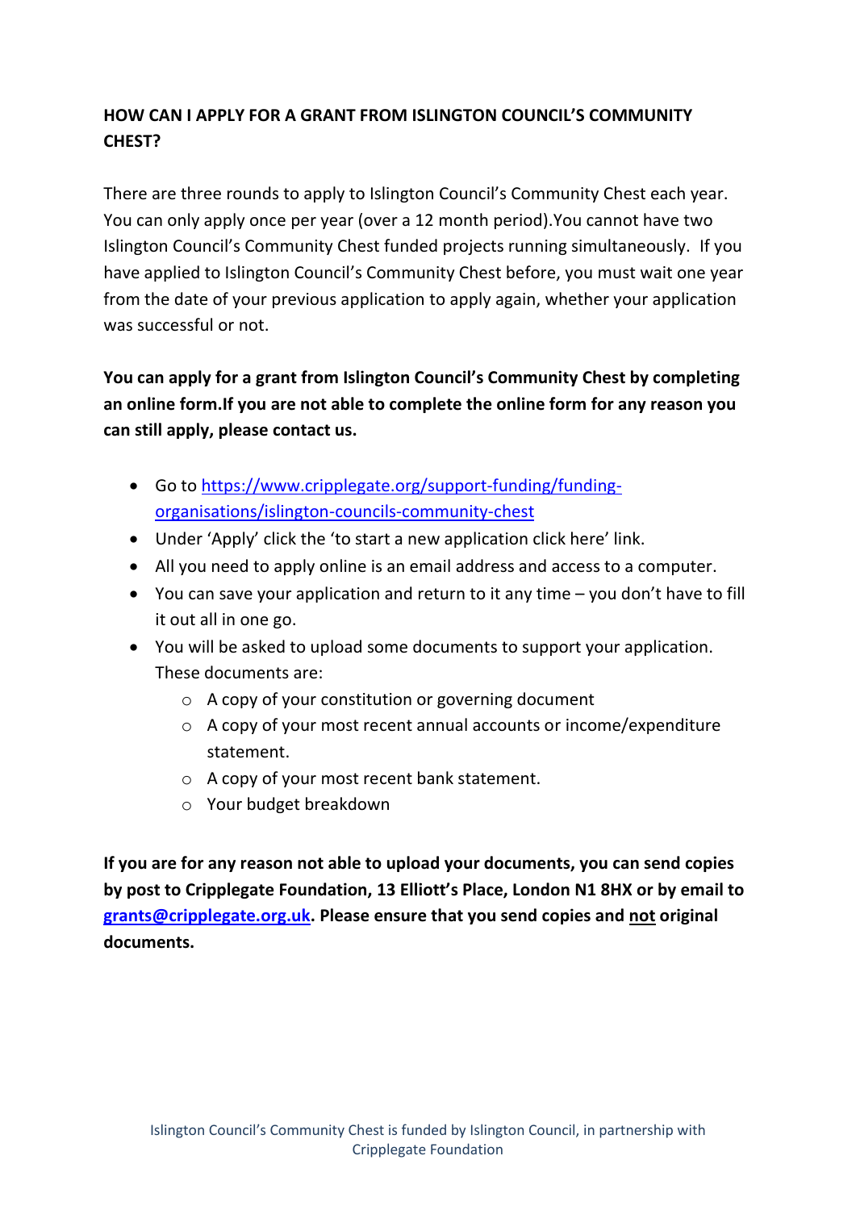## HOW CAN I APPLY FOR A GRANT FROM ISLINGTON COUNCIL'S COMMUNITY CHEST?

There are three rounds to apply to Islington Council's Community Chest each year. You can only apply once per year (over a 12 month period).You cannot have two Islington Council's Community Chest funded projects running simultaneously. If you have applied to Islington Council's Community Chest before, you must wait one year from the date of your previous application to apply again, whether your application was successful or not.

**You can apply for a grant from Islington Council's Community Chest by completing an online form.If you are not able to complete the online form for any reason you can still apply, please contact us.**

- Go to [https://www.cripplegate.org/support-funding/funding-organisations/islington-councils-community-chest](https://www.cripplegate.org/support-funding/funding-organisations/islington-councils-community-chest)
- Under 'Apply' click the 'to start a new application click here' link.
- All you need to apply online is an email address and access to a computer.
- You can save your application and return to it any time – you don't have to fill it out all in one go.
- You will be asked to upload some documents to support your application. These documents are:
    - A copy of your constitution or governing document
    - A copy of your most recent annual accounts or income/expenditure statement.
    - A copy of your most recent bank statement.
    - Your budget breakdown

**If you are for any reason not able to upload your documents, you can send copies by post to Cripplegate Foundation, 13 Elliott's Place, London N1 8HX or by email to [grants@cripplegate.org.uk](mailto:grants@cripplegate.org.uk). Please ensure that you send copies and <u>not</u> original documents.**

Islington Council's Community Chest is funded by Islington Council, in partnership with Cripplegate Foundation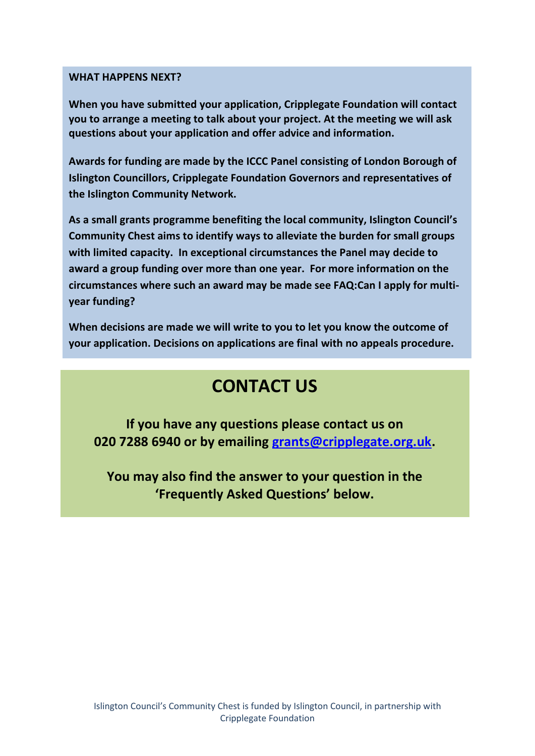**WHAT HAPPENS NEXT?**

**When you have submitted your application, Cripplegate Foundation will contact you to arrange a meeting to talk about your project. At the meeting we will ask questions about your application and offer advice and information.**

**Awards for funding are made by the ICCC Panel consisting of London Borough of Islington Councillors, Cripplegate Foundation Governors and representatives of the Islington Community Network.**

**As a small grants programme benefiting the local community, Islington Council's Community Chest aims to identify ways to alleviate the burden for small groups with limited capacity. In exceptional circumstances the Panel may decide to award a group funding over more than one year. For more information on the circumstances where such an award may be made see FAQ:Can I apply for multi-year funding?**

**When decisions are made we will write to you to let you know the outcome of your application. Decisions on applications are final with no appeals procedure.**

# CONTACT US

**If you have any questions please contact us on 020 7288 6940 or by emailing [grants@cripplegate.org.uk](mailto:grants@cripplegate.org.uk).**

**You may also find the answer to your question in the 'Frequently Asked Questions' below.**

Islington Council's Community Chest is funded by Islington Council, in partnership with Cripplegate Foundation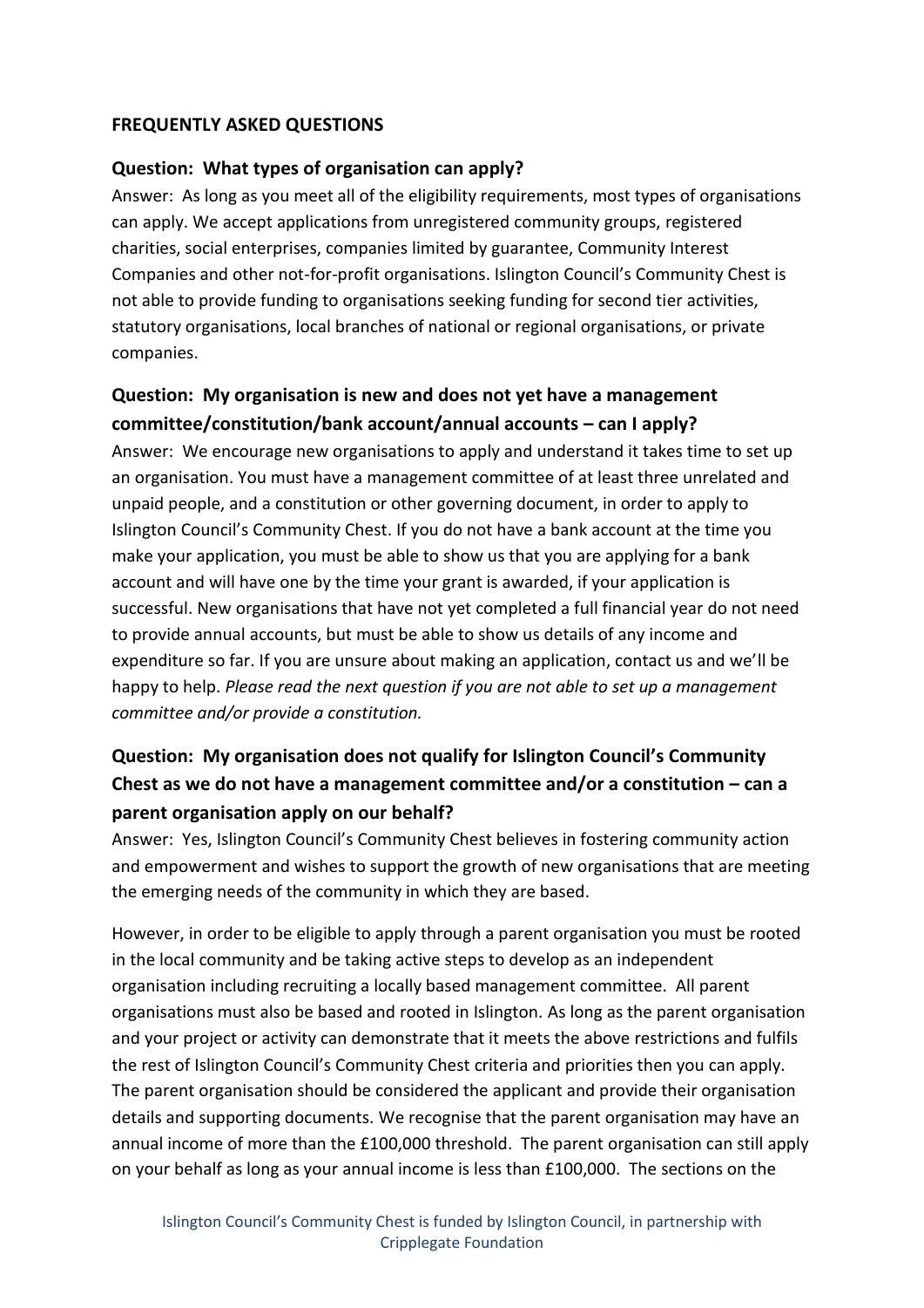## FREQUENTLY ASKED QUESTIONS

### Question: What types of organisation can apply?

Answer: As long as you meet all of the eligibility requirements, most types of organisations can apply. We accept applications from unregistered community groups, registered charities, social enterprises, companies limited by guarantee, Community Interest Companies and other not-for-profit organisations. Islington Council's Community Chest is not able to provide funding to organisations seeking funding for second tier activities, statutory organisations, local branches of national or regional organisations, or private companies.

### Question: My organisation is new and does not yet have a management committee/constitution/bank account/annual accounts – can I apply?

Answer: We encourage new organisations to apply and understand it takes time to set up an organisation. You must have a management committee of at least three unrelated and unpaid people, and a constitution or other governing document, in order to apply to Islington Council's Community Chest. If you do not have a bank account at the time you make your application, you must be able to show us that you are applying for a bank account and will have one by the time your grant is awarded, if your application is successful. New organisations that have not yet completed a full financial year do not need to provide annual accounts, but must be able to show us details of any income and expenditure so far. If you are unsure about making an application, contact us and we'll be happy to help. *Please read the next question if you are not able to set up a management committee and/or provide a constitution.*

### Question: My organisation does not qualify for Islington Council's Community Chest as we do not have a management committee and/or a constitution – can a parent organisation apply on our behalf?

Answer: Yes, Islington Council's Community Chest believes in fostering community action and empowerment and wishes to support the growth of new organisations that are meeting the emerging needs of the community in which they are based.

However, in order to be eligible to apply through a parent organisation you must be rooted in the local community and be taking active steps to develop as an independent organisation including recruiting a locally based management committee. All parent organisations must also be based and rooted in Islington. As long as the parent organisation and your project or activity can demonstrate that it meets the above restrictions and fulfils the rest of Islington Council's Community Chest criteria and priorities then you can apply. The parent organisation should be considered the applicant and provide their organisation details and supporting documents. We recognise that the parent organisation may have an annual income of more than the £100,000 threshold. The parent organisation can still apply on your behalf as long as your annual income is less than £100,000. The sections on the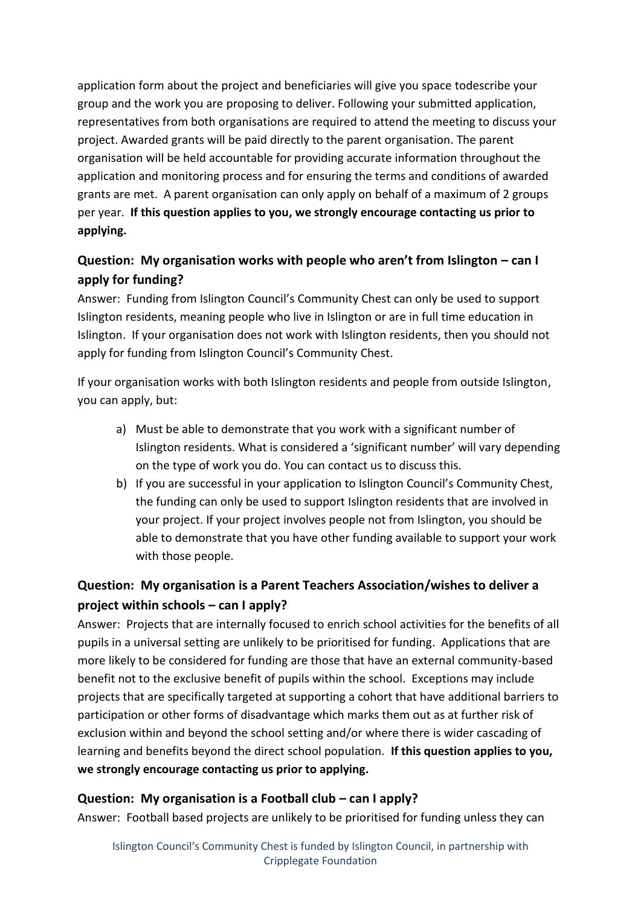application form about the project and beneficiaries will give you space todescribe your group and the work you are proposing to deliver. Following your submitted application, representatives from both organisations are required to attend the meeting to discuss your project. Awarded grants will be paid directly to the parent organisation. The parent organisation will be held accountable for providing accurate information throughout the application and monitoring process and for ensuring the terms and conditions of awarded grants are met. A parent organisation can only apply on behalf of a maximum of 2 groups per year. **If this question applies to you, we strongly encourage contacting us prior to applying.**

### Question: My organisation works with people who aren't from Islington – can I apply for funding?

Answer: Funding from Islington Council's Community Chest can only be used to support Islington residents, meaning people who live in Islington or are in full time education in Islington. If your organisation does not work with Islington residents, then you should not apply for funding from Islington Council's Community Chest.

If your organisation works with both Islington residents and people from outside Islington, you can apply, but:

a) Must be able to demonstrate that you work with a significant number of Islington residents. What is considered a 'significant number' will vary depending on the type of work you do. You can contact us to discuss this.
b) If you are successful in your application to Islington Council's Community Chest, the funding can only be used to support Islington residents that are involved in your project. If your project involves people not from Islington, you should be able to demonstrate that you have other funding available to support your work with those people.

### Question: My organisation is a Parent Teachers Association/wishes to deliver a project within schools – can I apply?

Answer: Projects that are internally focused to enrich school activities for the benefits of all pupils in a universal setting are unlikely to be prioritised for funding. Applications that are more likely to be considered for funding are those that have an external community-based benefit not to the exclusive benefit of pupils within the school. Exceptions may include projects that are specifically targeted at supporting a cohort that have additional barriers to participation or other forms of disadvantage which marks them out as at further risk of exclusion within and beyond the school setting and/or where there is wider cascading of learning and benefits beyond the direct school population. **If this question applies to you, we strongly encourage contacting us prior to applying.**

### Question: My organisation is a Football club – can I apply?

Answer: Football based projects are unlikely to be prioritised for funding unless they can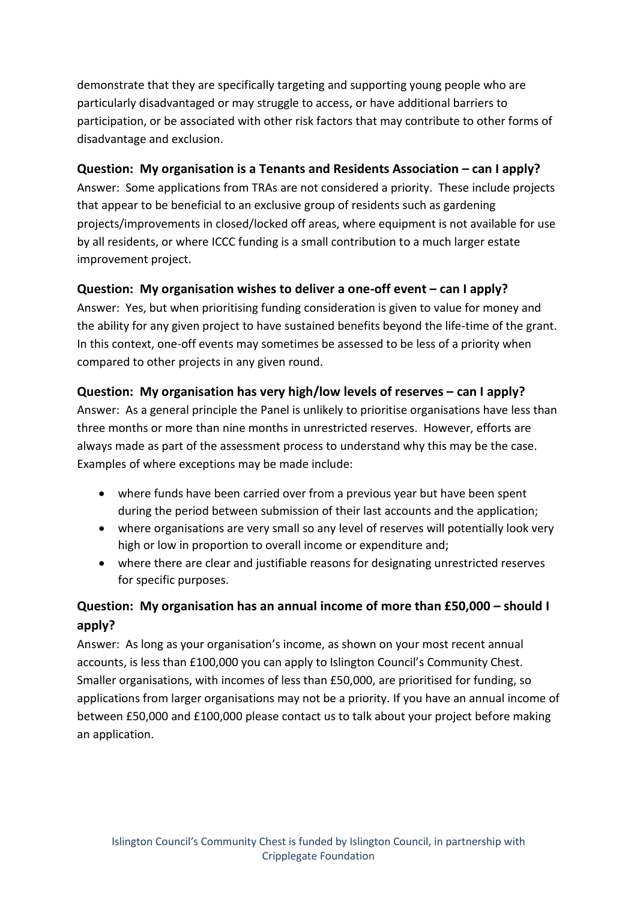demonstrate that they are specifically targeting and supporting young people who are particularly disadvantaged or may struggle to access, or have additional barriers to participation, or be associated with other risk factors that may contribute to other forms of disadvantage and exclusion.

**Question: My organisation is a Tenants and Residents Association – can I apply?**

Answer: Some applications from TRAs are not considered a priority. These include projects that appear to be beneficial to an exclusive group of residents such as gardening projects/improvements in closed/locked off areas, where equipment is not available for use by all residents, or where ICCC funding is a small contribution to a much larger estate improvement project.

**Question: My organisation wishes to deliver a one-off event – can I apply?**

Answer: Yes, but when prioritising funding consideration is given to value for money and the ability for any given project to have sustained benefits beyond the life-time of the grant. In this context, one-off events may sometimes be assessed to be less of a priority when compared to other projects in any given round.

**Question: My organisation has very high/low levels of reserves – can I apply?**

Answer: As a general principle the Panel is unlikely to prioritise organisations have less than three months or more than nine months in unrestricted reserves. However, efforts are always made as part of the assessment process to understand why this may be the case. Examples of where exceptions may be made include:

- where funds have been carried over from a previous year but have been spent during the period between submission of their last accounts and the application;
- where organisations are very small so any level of reserves will potentially look very high or low in proportion to overall income or expenditure and;
- where there are clear and justifiable reasons for designating unrestricted reserves for specific purposes.

**Question: My organisation has an annual income of more than £50,000 – should I apply?**

Answer: As long as your organisation's income, as shown on your most recent annual accounts, is less than £100,000 you can apply to Islington Council's Community Chest. Smaller organisations, with incomes of less than £50,000, are prioritised for funding, so applications from larger organisations may not be a priority. If you have an annual income of between £50,000 and £100,000 please contact us to talk about your project before making an application.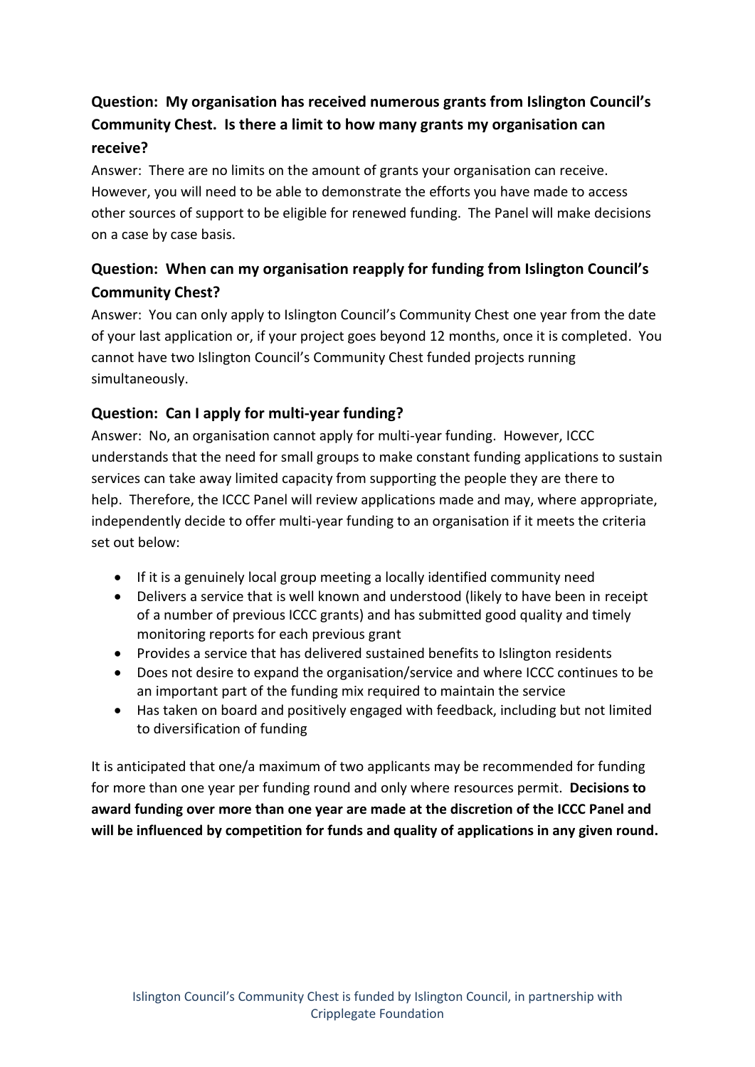**Question: My organisation has received numerous grants from Islington Council's Community Chest. Is there a limit to how many grants my organisation can receive?**

Answer: There are no limits on the amount of grants your organisation can receive. However, you will need to be able to demonstrate the efforts you have made to access other sources of support to be eligible for renewed funding. The Panel will make decisions on a case by case basis.

**Question: When can my organisation reapply for funding from Islington Council's Community Chest?**

Answer: You can only apply to Islington Council's Community Chest one year from the date of your last application or, if your project goes beyond 12 months, once it is completed. You cannot have two Islington Council's Community Chest funded projects running simultaneously.

**Question: Can I apply for multi-year funding?**

Answer: No, an organisation cannot apply for multi-year funding. However, ICCC understands that the need for small groups to make constant funding applications to sustain services can take away limited capacity from supporting the people they are there to help. Therefore, the ICCC Panel will review applications made and may, where appropriate, independently decide to offer multi-year funding to an organisation if it meets the criteria set out below:

- If it is a genuinely local group meeting a locally identified community need
- Delivers a service that is well known and understood (likely to have been in receipt of a number of previous ICCC grants) and has submitted good quality and timely monitoring reports for each previous grant
- Provides a service that has delivered sustained benefits to Islington residents
- Does not desire to expand the organisation/service and where ICCC continues to be an important part of the funding mix required to maintain the service
- Has taken on board and positively engaged with feedback, including but not limited to diversification of funding

It is anticipated that one/a maximum of two applicants may be recommended for funding for more than one year per funding round and only where resources permit. **Decisions to award funding over more than one year are made at the discretion of the ICCC Panel and will be influenced by competition for funds and quality of applications in any given round.**